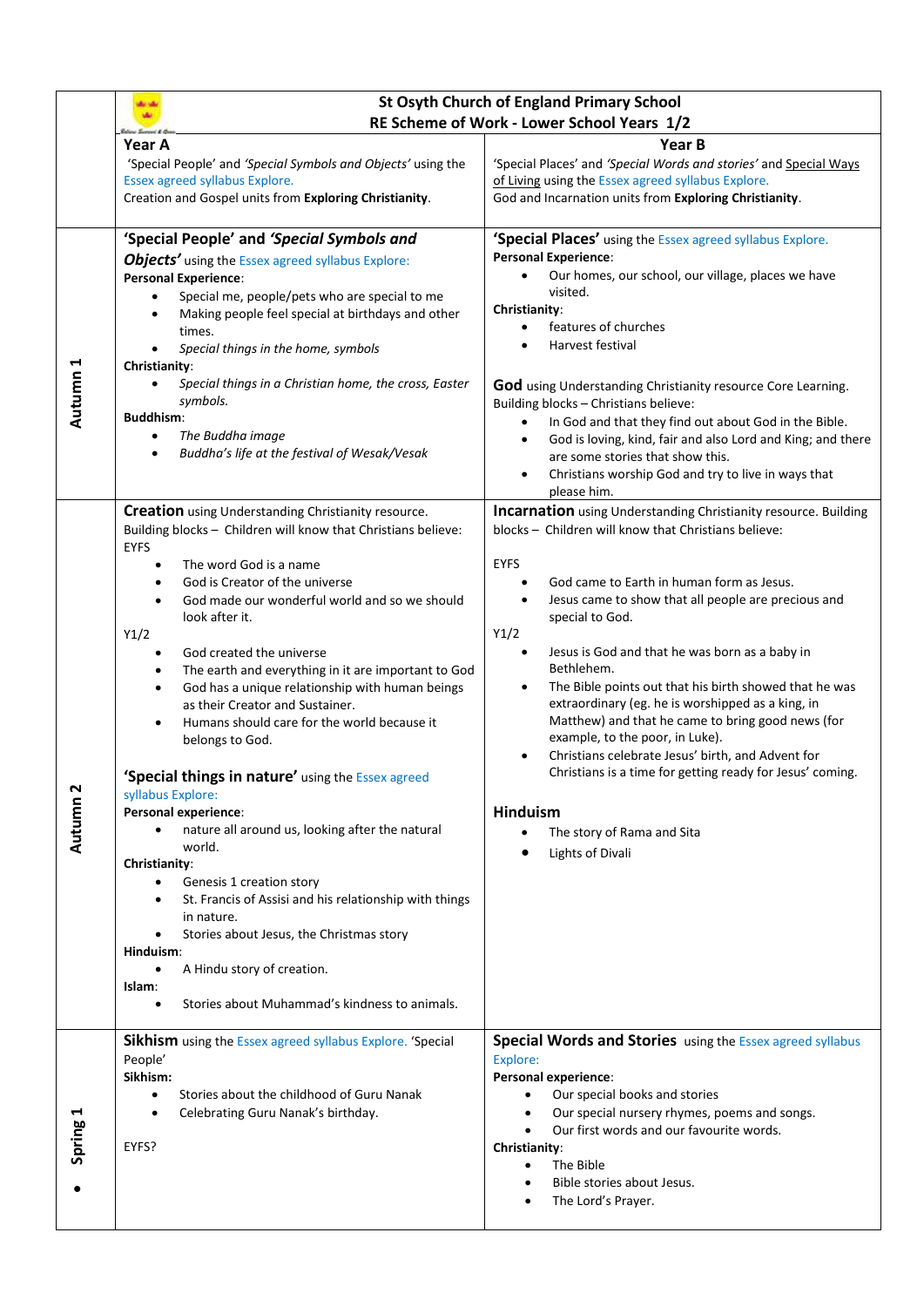| | St Osyth Church of England Primary School<br>RE Scheme of Work - Lower School Years 1/2 | |
|---|---|---|
| | **Year A**<br>'Special People' and *'Special Symbols and Objects'* using the Essex agreed syllabus Explore.<br>Creation and Gospel units from **Exploring Christianity**. | **Year B**<br>'Special Places' and *'Special Words and stories'* and Special Ways of Living using the Essex agreed syllabus Explore.<br>God and Incarnation units from **Exploring Christianity**. |
| **Autumn 1** | **'Special People' and *'Special Symbols and Objects'*** using the Essex agreed syllabus Explore:<br>**Personal Experience**:<br>• Special me, people/pets who are special to me<br>• Making people feel special at birthdays and other times.<br>• *Special things in the home, symbols*<br>**Christianity**:<br>• *Special things in a Christian home, the cross, Easter symbols.*<br>**Buddhism**:<br>• *The Buddha image*<br>• *Buddha's life at the festival of Wesak/Vesak* | **'Special Places'** using the Essex agreed syllabus Explore.<br>**Personal Experience**:<br>• Our homes, our school, our village, places we have visited.<br>**Christianity**:<br>• features of churches<br>• Harvest festival<br><br>**God** using Understanding Christianity resource Core Learning.<br>Building blocks – Christians believe:<br>• In God and that they find out about God in the Bible.<br>• God is loving, kind, fair and also Lord and King; and there are some stories that show this.<br>• Christians worship God and try to live in ways that please him. |
| **Autumn 2** | **Creation** using Understanding Christianity resource.<br>Building blocks – Children will know that Christians believe:<br>EYFS<br>• The word God is a name<br>• God is Creator of the universe<br>• God made our wonderful world and so we should look after it.<br>Y1/2<br>• God created the universe<br>• The earth and everything in it are important to God<br>• God has a unique relationship with human beings as their Creator and Sustainer.<br>• Humans should care for the world because it belongs to God.<br><br>**'Special things in nature'** using the Essex agreed syllabus Explore:<br>**Personal experience**:<br>• nature all around us, looking after the natural world.<br>**Christianity**:<br>• Genesis 1 creation story<br>• St. Francis of Assisi and his relationship with things in nature.<br>• Stories about Jesus, the Christmas story<br>**Hinduism**:<br>• A Hindu story of creation.<br>**Islam**:<br>• Stories about Muhammad's kindness to animals. | **Incarnation** using Understanding Christianity resource. Building blocks – Children will know that Christians believe:<br><br>EYFS<br>• God came to Earth in human form as Jesus.<br>• Jesus came to show that all people are precious and special to God.<br>Y1/2<br>• Jesus is God and that he was born as a baby in Bethlehem.<br>• The Bible points out that his birth showed that he was extraordinary (eg. he is worshipped as a king, in Matthew) and that he came to bring good news (for example, to the poor, in Luke).<br>• Christians celebrate Jesus' birth, and Advent for Christians is a time for getting ready for Jesus' coming.<br><br>**Hinduism**<br>• The story of Rama and Sita<br>• Lights of Divali |
| **Spring 1** | **Sikhism** using the Essex agreed syllabus Explore. 'Special People'<br>**Sikhism:**<br>• Stories about the childhood of Guru Nanak<br>• Celebrating Guru Nanak's birthday.<br><br>EYFS? | **Special Words and Stories** using the Essex agreed syllabus Explore:<br>**Personal experience**:<br>• Our special books and stories<br>• Our special nursery rhymes, poems and songs.<br>• Our first words and our favourite words.<br>**Christianity**:<br>• The Bible<br>• Bible stories about Jesus.<br>• The Lord's Prayer. |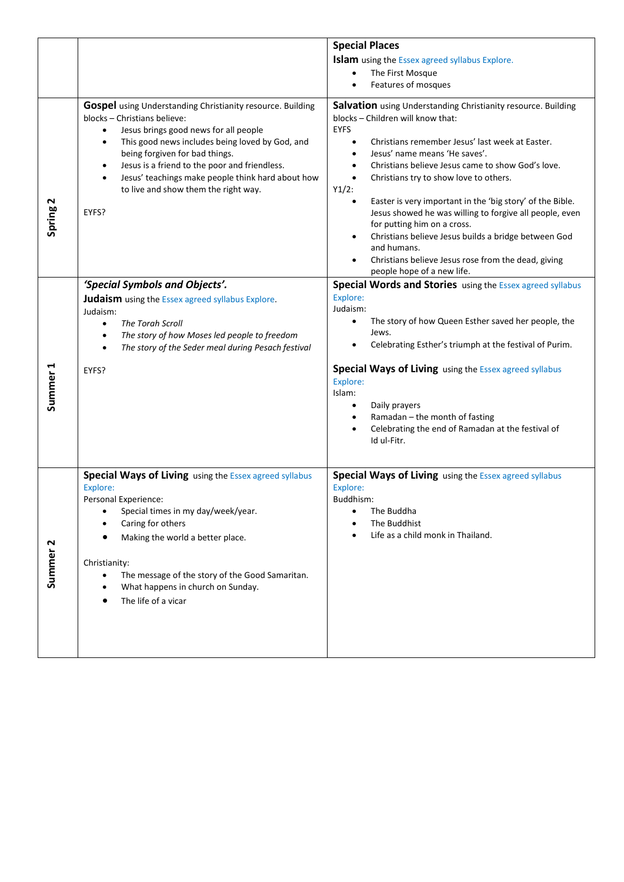| | | |
|---|---|---|
| | | **Special Places**<br>**Islam** using the Essex agreed syllabus Explore.<br>• The First Mosque<br>• Features of mosques |
| **Spring 2** | **Gospel** using Understanding Christianity resource. Building blocks – Christians believe:<br>• Jesus brings good news for all people<br>• This good news includes being loved by God, and being forgiven for bad things.<br>• Jesus is a friend to the poor and friendless.<br>• Jesus' teachings make people think hard about how to live and show them the right way.<br><br>EYFS? | **Salvation** using Understanding Christianity resource. Building blocks – Children will know that:<br>EYFS<br>• Christians remember Jesus' last week at Easter.<br>• Jesus' name means 'He saves'.<br>• Christians believe Jesus came to show God's love.<br>• Christians try to show love to others.<br>Y1/2:<br>• Easter is very important in the 'big story' of the Bible. Jesus showed he was willing to forgive all people, even for putting him on a cross.<br>• Christians believe Jesus builds a bridge between God and humans.<br>• Christians believe Jesus rose from the dead, giving people hope of a new life. |
| **Summer 1** | ***'Special Symbols and Objects'.***<br>**Judaism** using the Essex agreed syllabus Explore.<br>Judaism:<br>• *The Torah Scroll*<br>• *The story of how Moses led people to freedom*<br>• *The story of the Seder meal during Pesach festival*<br><br>EYFS? | **Special Words and Stories** using the Essex agreed syllabus Explore:<br>Judaism:<br>• The story of how Queen Esther saved her people, the Jews.<br>• Celebrating Esther's triumph at the festival of Purim.<br><br>**Special Ways of Living** using the Essex agreed syllabus Explore:<br>Islam:<br>• Daily prayers<br>• Ramadan – the month of fasting<br>• Celebrating the end of Ramadan at the festival of Id ul-Fitr. |
| **Summer 2** | **Special Ways of Living** using the Essex agreed syllabus Explore:<br>Personal Experience:<br>• Special times in my day/week/year.<br>• Caring for others<br>• Making the world a better place.<br><br>Christianity:<br>• The message of the story of the Good Samaritan.<br>• What happens in church on Sunday.<br>• The life of a vicar | **Special Ways of Living** using the Essex agreed syllabus Explore:<br>Buddhism:<br>• The Buddha<br>• The Buddhist<br>• Life as a child monk in Thailand. |